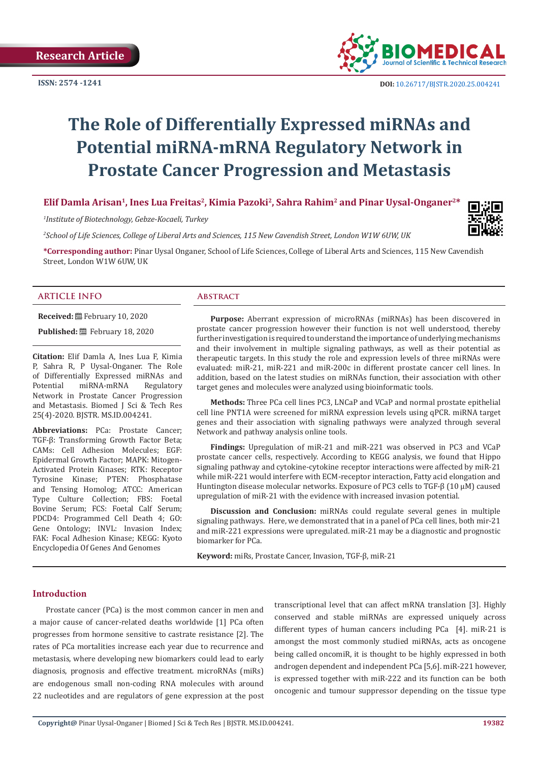Research Article

ISSN: 2574 -1241

DOI: 10.26717/BJSTR.2020.25.004241

# The Role of Differentially Expressed miRNAs and Potential miRNA-mRNA Regulatory Network in Prostate Cancer Progression and Metastasis

**Elif Damla Arisan[1], Ines Lua Freitas[2], Kimia Pazoki[2], Sahra Rahim[2] and Pinar Uysal-Onganer[2]***

[1]*Institute of Biotechnology, Gebze-Kocaeli, Turkey*

[2]*School of Life Sciences, College of Liberal Arts and Sciences, 115 New Cavendish Street, London W1W 6UW, UK*

***Corresponding author:** Pinar Uysal Onganer, School of Life Sciences, College of Liberal Arts and Sciences, 115 New Cavendish Street, London W1W 6UW, UK

## Article Info

**Received:** February 10, 2020

**Published:** February 18, 2020

**Citation:** Elif Damla A, Ines Lua F, Kimia P, Sahra R, P Uysal-Onganer. The Role of Differentially Expressed miRNAs and Potential miRNA-mRNA Regulatory Network in Prostate Cancer Progression and Metastasis. Biomed J Sci & Tech Res 25(4)-2020. BJSTR. MS.ID.004241.

**Abbreviations:** PCa: Prostate Cancer; TGF-β: Transforming Growth Factor Beta; CAMs: Cell Adhesion Molecules; EGF: Epidermal Growth Factor; MAPK: Mitogen-Activated Protein Kinases; RTK: Receptor Tyrosine Kinase; PTEN: Phosphatase and Tensing Homolog; ATCC: American Type Culture Collection; FBS: Foetal Bovine Serum; FCS: Foetal Calf Serum; PDCD4: Programmed Cell Death 4; GO: Gene Ontology; INVL: Invasion Index; FAK: Focal Adhesion Kinase; KEGG: Kyoto Encyclopedia Of Genes And Genomes

## Abstract

**Purpose:** Aberrant expression of microRNAs (miRNAs) has been discovered in prostate cancer progression however their function is not well understood, thereby further investigation is required to understand the importance of underlying mechanisms and their involvement in multiple signaling pathways, as well as their potential as therapeutic targets. In this study the role and expression levels of three miRNAs were evaluated: miR-21, miR-221 and miR-200c in different prostate cancer cell lines. In addition, based on the latest studies on miRNAs function, their association with other target genes and molecules were analyzed using bioinformatic tools.

**Methods:** Three PCa cell lines PC3, LNCaP and VCaP and normal prostate epithelial cell line PNT1A were screened for miRNA expression levels using qPCR. miRNA target genes and their association with signaling pathways were analyzed through several Network and pathway analysis online tools.

**Findings:** Upregulation of miR-21 and miR-221 was observed in PC3 and VCaP prostate cancer cells, respectively. According to KEGG analysis, we found that Hippo signaling pathway and cytokine-cytokine receptor interactions were affected by miR-21 while miR-221 would interfere with ECM-receptor interaction, Fatty acid elongation and Huntington disease molecular networks. Exposure of PC3 cells to TGF-β (10 μM) caused upregulation of miR-21 with the evidence with increased invasion potential.

**Discussion and Conclusion:** miRNAs could regulate several genes in multiple signaling pathways. Here, we demonstrated that in a panel of PCa cell lines, both mir-21 and miR-221 expressions were upregulated. miR-21 may be a diagnostic and prognostic biomarker for PCa.

**Keyword:** miRs, Prostate Cancer, Invasion, TGF-β, miR-21

## Introduction

Prostate cancer (PCa) is the most common cancer in men and a major cause of cancer-related deaths worldwide [1] PCa often progresses from hormone sensitive to castrate resistance [2]. The rates of PCa mortalities increase each year due to recurrence and metastasis, where developing new biomarkers could lead to early diagnosis, prognosis and effective treatment. microRNAs (miRs) are endogenous small non-coding RNA molecules with around 22 nucleotides and are regulators of gene expression at the post transcriptional level that can affect mRNA translation [3]. Highly conserved and stable miRNAs are expressed uniquely across different types of human cancers including PCa [4]. miR-21 is amongst the most commonly studied miRNAs, acts as oncogene being called oncomiR, it is thought to be highly expressed in both androgen dependent and independent PCa [5,6]. miR-221 however, is expressed together with miR-222 and its function can be both oncogenic and tumour suppressor depending on the tissue type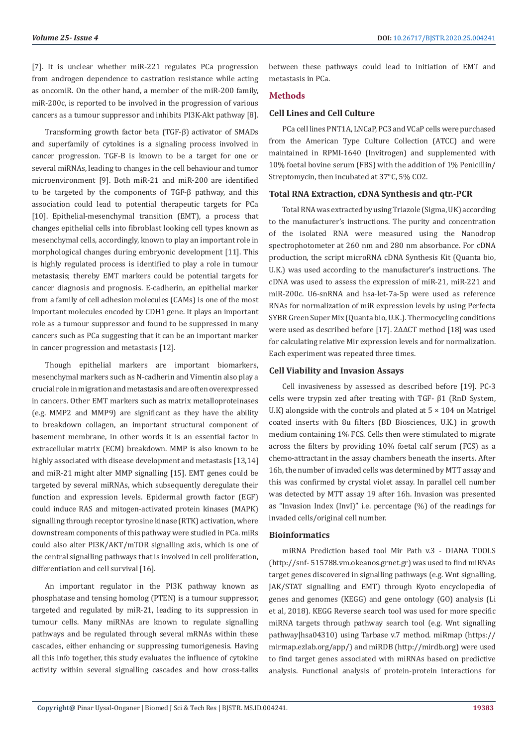[7]. It is unclear whether miR-221 regulates PCa progression from androgen dependence to castration resistance while acting as oncomiR. On the other hand, a member of the miR-200 family, miR-200c, is reported to be involved in the progression of various cancers as a tumour suppressor and inhibits PI3K-Akt pathway [8].

Transforming growth factor beta (TGF-β) activator of SMADs and superfamily of cytokines is a signaling process involved in cancer progression. TGF-B is known to be a target for one or several miRNAs, leading to changes in the cell behaviour and tumor microenvironment [9]. Both miR-21 and miR-200 are identified to be targeted by the components of TGF-β pathway, and this association could lead to potential therapeutic targets for PCa [10]. Epithelial-mesenchymal transition (EMT), a process that changes epithelial cells into fibroblast looking cell types known as mesenchymal cells, accordingly, known to play an important role in morphological changes during embryonic development [11]. This is highly regulated process is identified to play a role in tumour metastasis; thereby EMT markers could be potential targets for cancer diagnosis and prognosis. E-cadherin, an epithelial marker from a family of cell adhesion molecules (CAMs) is one of the most important molecules encoded by CDH1 gene. It plays an important role as a tumour suppressor and found to be suppressed in many cancers such as PCa suggesting that it can be an important marker in cancer progression and metastasis [12].

Though epithelial markers are important biomarkers, mesenchymal markers such as N-cadherin and Vimentin also play a crucial role in migration and metastasis and are often overexpressed in cancers. Other EMT markers such as matrix metalloproteinases (e.g. MMP2 and MMP9) are significant as they have the ability to breakdown collagen, an important structural component of basement membrane, in other words it is an essential factor in extracellular matrix (ECM) breakdown. MMP is also known to be highly associated with disease development and metastasis [13,14] and miR-21 might alter MMP signalling [15]. EMT genes could be targeted by several miRNAs, which subsequently deregulate their function and expression levels. Epidermal growth factor (EGF) could induce RAS and mitogen-activated protein kinases (MAPK) signalling through receptor tyrosine kinase (RTK) activation, where downstream components of this pathway were studied in PCa. miRs could also alter PI3K/AKT/mTOR signalling axis, which is one of the central signalling pathways that is involved in cell proliferation, differentiation and cell survival [16].

An important regulator in the PI3K pathway known as phosphatase and tensing homolog (PTEN) is a tumour suppressor, targeted and regulated by miR-21, leading to its suppression in tumour cells. Many miRNAs are known to regulate signalling pathways and be regulated through several mRNAs within these cascades, either enhancing or suppressing tumorigenesis. Having all this info together, this study evaluates the influence of cytokine activity within several signalling cascades and how cross-talks between these pathways could lead to initiation of EMT and metastasis in PCa.

## Methods

### Cell Lines and Cell Culture

PCa cell lines PNT1A, LNCaP, PC3 and VCaP cells were purchased from the American Type Culture Collection (ATCC) and were maintained in RPMI-1640 (Invitrogen) and supplemented with 10% foetal bovine serum (FBS) with the addition of 1% Penicillin/Streptomycin, then incubated at 37°C, 5% CO2.

### Total RNA Extraction, cDNA Synthesis and qtr.-PCR

Total RNA was extracted by using Triazole (Sigma, UK) according to the manufacturer's instructions. The purity and concentration of the isolated RNA were measured using the Nanodrop spectrophotometer at 260 nm and 280 nm absorbance. For cDNA production, the script microRNA cDNA Synthesis Kit (Quanta bio, U.K.) was used according to the manufacturer's instructions. The cDNA was used to assess the expression of miR-21, miR-221 and miR-200c. U6-snRNA and hsa-let-7a-5p were used as reference RNAs for normalization of miR expression levels by using Perfecta SYBR Green Super Mix (Quanta bio, U.K.). Thermocycling conditions were used as described before [17]. 2ΔΔCT method [18] was used for calculating relative Mir expression levels and for normalization. Each experiment was repeated three times.

### Cell Viability and Invasion Assays

Cell invasiveness by assessed as described before [19]. PC-3 cells were trypsin zed after treating with TGF- β1 (RnD System, U.K) alongside with the controls and plated at 5 × 104 on Matrigel coated inserts with 8u filters (BD Biosciences, U.K.) in growth medium containing 1% FCS. Cells then were stimulated to migrate across the filters by providing 10% foetal calf serum (FCS) as a chemo-attractant in the assay chambers beneath the inserts. After 16h, the number of invaded cells was determined by MTT assay and this was confirmed by crystal violet assay. In parallel cell number was detected by MTT assay 19 after 16h. Invasion was presented as "Invasion Index (InvI)" i.e. percentage (%) of the readings for invaded cells/original cell number.

### Bioinformatics

miRNA Prediction based tool Mir Path v.3 - DIANA TOOLS (http://snf- 515788.vm.okeanos.grnet.gr) was used to find miRNAs target genes discovered in signalling pathways (e.g. Wnt signalling, JAK/STAT signalling and EMT) through Kyoto encyclopedia of genes and genomes (KEGG) and gene ontology (GO) analysis (Li et al, 2018). KEGG Reverse search tool was used for more specific miRNA targets through pathway search tool (e.g. Wnt signalling pathway|hsa04310) using Tarbase v.7 method. miRmap (https://mirmap.ezlab.org/app/) and miRDB (http://mirdb.org) were used to find target genes associated with miRNAs based on predictive analysis. Functional analysis of protein-protein interactions for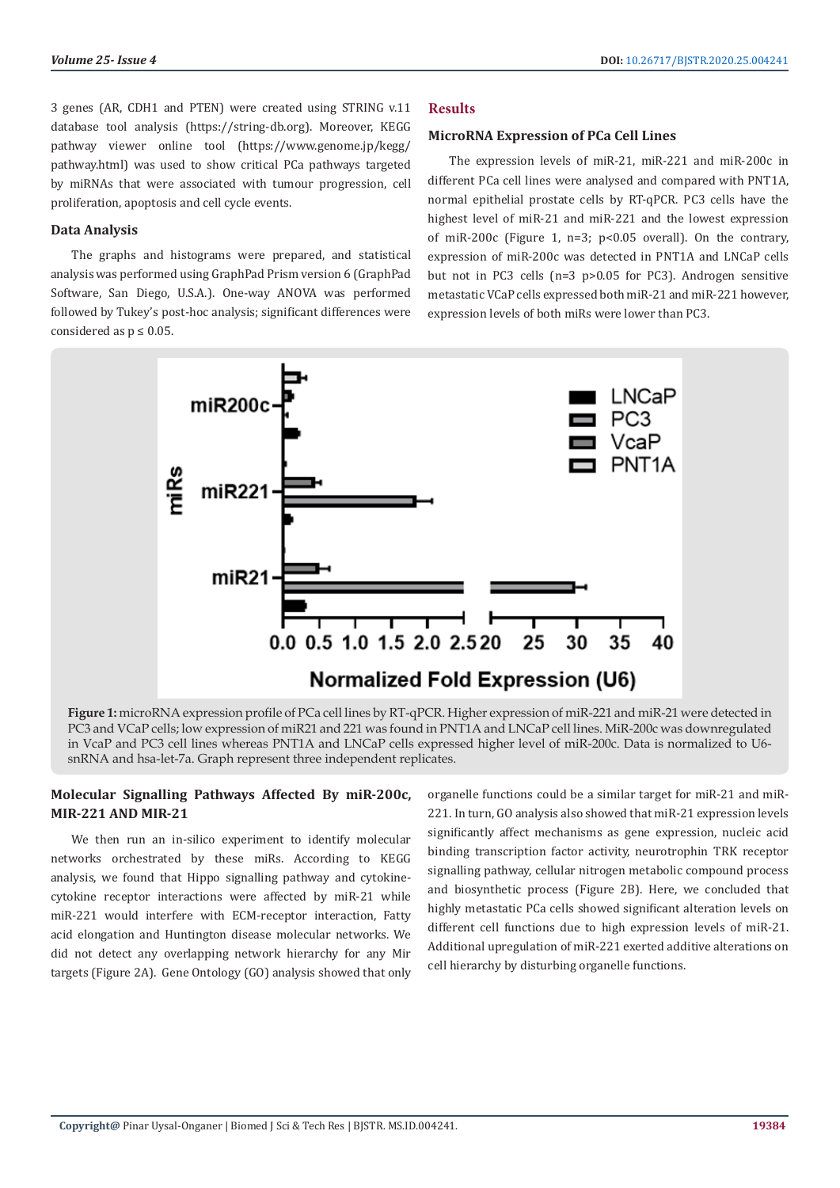3 genes (AR, CDH1 and PTEN) were created using STRING v.11 database tool analysis (https://string-db.org). Moreover, KEGG pathway viewer online tool (https://www.genome.jp/kegg/pathway.html) was used to show critical PCa pathways targeted by miRNAs that were associated with tumour progression, cell proliferation, apoptosis and cell cycle events.

### Data Analysis

The graphs and histograms were prepared, and statistical analysis was performed using GraphPad Prism version 6 (GraphPad Software, San Diego, U.S.A.). One-way ANOVA was performed followed by Tukey's post-hoc analysis; significant differences were considered as $p \leq 0.05$.

## Results

### MicroRNA Expression of PCa Cell Lines

The expression levels of miR-21, miR-221 and miR-200c in different PCa cell lines were analysed and compared with PNT1A, normal epithelial prostate cells by RT-qPCR. PC3 cells have the highest level of miR-21 and miR-221 and the lowest expression of miR-200c (Figure 1, n=3; $p<0.05$ overall). On the contrary, expression of miR-200c was detected in PNT1A and LNCaP cells but not in PC3 cells (n=3 $p>0.05$ for PC3). Androgen sensitive metastatic VCaP cells expressed both miR-21 and miR-221 however, expression levels of both miRs were lower than PC3.

**Figure 1:** microRNA expression profile of PCa cell lines by RT-qPCR. Higher expression of miR-221 and miR-21 were detected in PC3 and VCaP cells; low expression of miR21 and 221 was found in PNT1A and LNCaP cell lines. MiR-200c was downregulated in VcaP and PC3 cell lines whereas PNT1A and LNCaP cells expressed higher level of miR-200c. Data is normalized to U6-snRNA and hsa-let-7a. Graph represent three independent replicates.

### Molecular Signalling Pathways Affected By miR-200c, MIR-221 AND MIR-21

We then run an in-silico experiment to identify molecular networks orchestrated by these miRs. According to KEGG analysis, we found that Hippo signalling pathway and cytokine-cytokine receptor interactions were affected by miR-21 while miR-221 would interfere with ECM-receptor interaction, Fatty acid elongation and Huntington disease molecular networks. We did not detect any overlapping network hierarchy for any Mir targets (Figure 2A). Gene Ontology (GO) analysis showed that only organelle functions could be a similar target for miR-21 and miR-221. In turn, GO analysis also showed that miR-21 expression levels significantly affect mechanisms as gene expression, nucleic acid binding transcription factor activity, neurotrophin TRK receptor signalling pathway, cellular nitrogen metabolic compound process and biosynthetic process (Figure 2B). Here, we concluded that highly metastatic PCa cells showed significant alteration levels on different cell functions due to high expression levels of miR-21. Additional upregulation of miR-221 exerted additive alterations on cell hierarchy by disturbing organelle functions.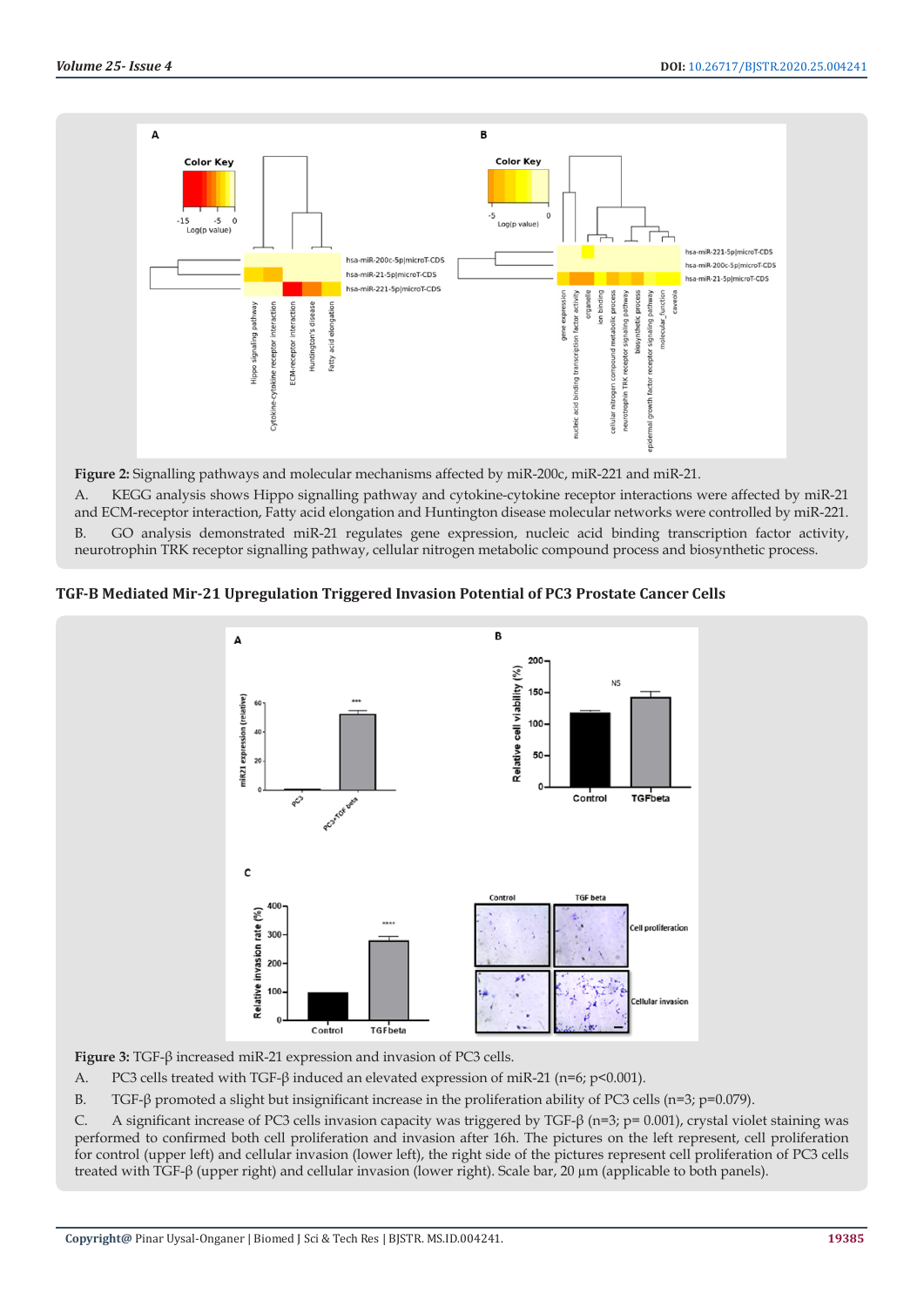**Figure 2:** Signalling pathways and molecular mechanisms affected by miR-200c, miR-221 and miR-21.

A. KEGG analysis shows Hippo signalling pathway and cytokine-cytokine receptor interactions were affected by miR-21 and ECM-receptor interaction, Fatty acid elongation and Huntington disease molecular networks were controlled by miR-221.

B. GO analysis demonstrated miR-21 regulates gene expression, nucleic acid binding transcription factor activity, neurotrophin TRK receptor signalling pathway, cellular nitrogen metabolic compound process and biosynthetic process.

### TGF-Β Mediated Mir-21 Upregulation Triggered Invasion Potential of PC3 Prostate Cancer Cells

**Figure 3:** TGF-β increased miR-21 expression and invasion of PC3 cells.

A. PC3 cells treated with TGF-β induced an elevated expression of miR-21 (n=6; $p<0.001$).

B. TGF-β promoted a slight but insignificant increase in the proliferation ability of PC3 cells (n=3; $p=0.079$).

C. A significant increase of PC3 cells invasion capacity was triggered by TGF-β (n=3; $p= 0.001$), crystal violet staining was performed to confirmed both cell proliferation and invasion after 16h. The pictures on the left represent, cell proliferation for control (upper left) and cellular invasion (lower left), the right side of the pictures represent cell proliferation of PC3 cells treated with TGF-β (upper right) and cellular invasion (lower right). Scale bar, 20 µm (applicable to both panels).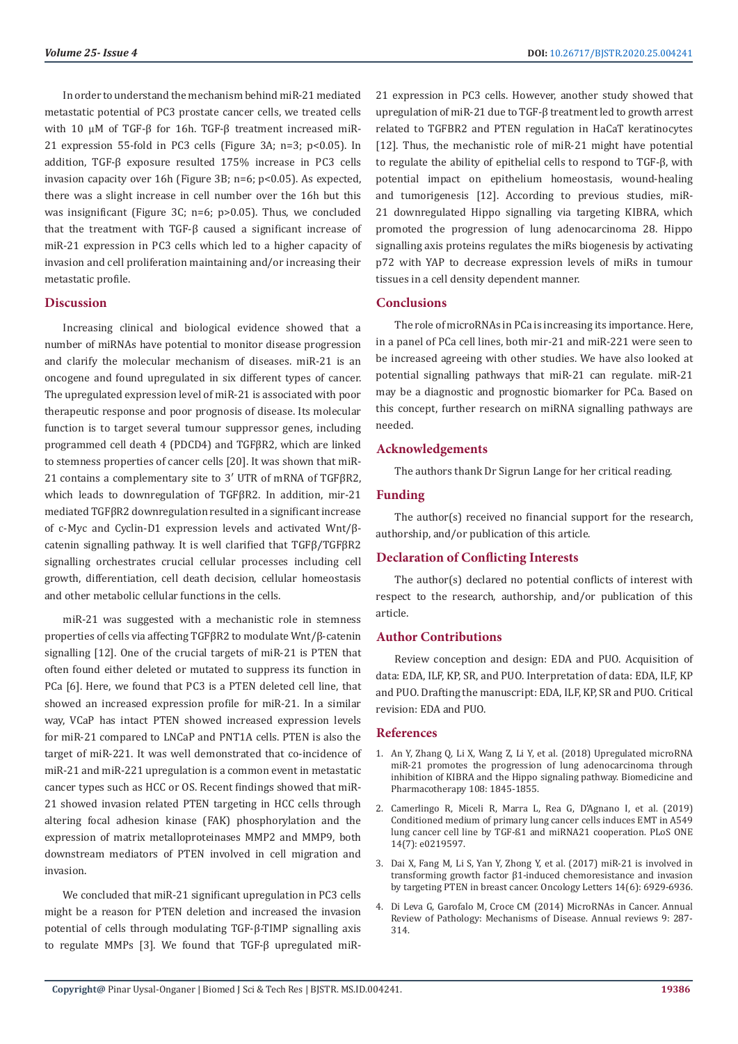In order to understand the mechanism behind miR-21 mediated metastatic potential of PC3 prostate cancer cells, we treated cells with 10 µM of TGF-β for 16h. TGF-β treatment increased miR-21 expression 55-fold in PC3 cells (Figure 3A; n=3; p<0.05). In addition, TGF-β exposure resulted 175% increase in PC3 cells invasion capacity over 16h (Figure 3B; n=6; p<0.05). As expected, there was a slight increase in cell number over the 16h but this was insignificant (Figure 3C; n=6; p>0.05). Thus, we concluded that the treatment with TGF-β caused a significant increase of miR-21 expression in PC3 cells which led to a higher capacity of invasion and cell proliferation maintaining and/or increasing their metastatic profile.

## Discussion

Increasing clinical and biological evidence showed that a number of miRNAs have potential to monitor disease progression and clarify the molecular mechanism of diseases. miR-21 is an oncogene and found upregulated in six different types of cancer. The upregulated expression level of miR-21 is associated with poor therapeutic response and poor prognosis of disease. Its molecular function is to target several tumour suppressor genes, including programmed cell death 4 (PDCD4) and TGFβR2, which are linked to stemness properties of cancer cells [20]. It was shown that miR-21 contains a complementary site to 3′ UTR of mRNA of TGFβR2, which leads to downregulation of TGFβR2. In addition, mir-21 mediated TGFβR2 downregulation resulted in a significant increase of c-Myc and Cyclin-D1 expression levels and activated Wnt/β-catenin signalling pathway. It is well clarified that TGFβ/TGFβR2 signalling orchestrates crucial cellular processes including cell growth, differentiation, cell death decision, cellular homeostasis and other metabolic cellular functions in the cells.

miR-21 was suggested with a mechanistic role in stemness properties of cells via affecting TGFβR2 to modulate Wnt/β-catenin signalling [12]. One of the crucial targets of miR-21 is PTEN that often found either deleted or mutated to suppress its function in PCa [6]. Here, we found that PC3 is a PTEN deleted cell line, that showed an increased expression profile for miR-21. In a similar way, VCaP has intact PTEN showed increased expression levels for miR-21 compared to LNCaP and PNT1A cells. PTEN is also the target of miR-221. It was well demonstrated that co-incidence of miR-21 and miR-221 upregulation is a common event in metastatic cancer types such as HCC or OS. Recent findings showed that miR-21 showed invasion related PTEN targeting in HCC cells through altering focal adhesion kinase (FAK) phosphorylation and the expression of matrix metalloproteinases MMP2 and MMP9, both downstream mediators of PTEN involved in cell migration and invasion.

We concluded that miR-21 significant upregulation in PC3 cells might be a reason for PTEN deletion and increased the invasion potential of cells through modulating TGF-β-TIMP signalling axis to regulate MMPs [3]. We found that TGF-β upregulated miR-21 expression in PC3 cells. However, another study showed that upregulation of miR-21 due to TGF-β treatment led to growth arrest related to TGFBR2 and PTEN regulation in HaCaT keratinocytes [12]. Thus, the mechanistic role of miR-21 might have potential to regulate the ability of epithelial cells to respond to TGF-β, with potential impact on epithelium homeostasis, wound-healing and tumorigenesis [12]. According to previous studies, miR-21 downregulated Hippo signalling via targeting KIBRA, which promoted the progression of lung adenocarcinoma 28. Hippo signalling axis proteins regulates the miRs biogenesis by activating p72 with YAP to decrease expression levels of miRs in tumour tissues in a cell density dependent manner.

## Conclusions

The role of microRNAs in PCa is increasing its importance. Here, in a panel of PCa cell lines, both mir-21 and miR-221 were seen to be increased agreeing with other studies. We have also looked at potential signalling pathways that miR-21 can regulate. miR-21 may be a diagnostic and prognostic biomarker for PCa. Based on this concept, further research on miRNA signalling pathways are needed.

## Acknowledgements

The authors thank Dr Sigrun Lange for her critical reading.

## Funding

The author(s) received no financial support for the research, authorship, and/or publication of this article.

## Declaration of Conflicting Interests

The author(s) declared no potential conflicts of interest with respect to the research, authorship, and/or publication of this article.

## Author Contributions

Review conception and design: EDA and PUO. Acquisition of data: EDA, ILF, KP, SR, and PUO. Interpretation of data: EDA, ILF, KP and PUO. Drafting the manuscript: EDA, ILF, KP, SR and PUO. Critical revision: EDA and PUO.

## References

1. An Y, Zhang Q, Li X, Wang Z, Li Y, et al. (2018) Upregulated microRNA miR-21 promotes the progression of lung adenocarcinoma through inhibition of KIBRA and the Hippo signaling pathway. Biomedicine and Pharmacotherapy 108: 1845-1855.
2. Camerlingo R, Miceli R, Marra L, Rea G, D'Agnano I, et al. (2019) Conditioned medium of primary lung cancer cells induces EMT in A549 lung cancer cell line by TGF-ß1 and miRNA21 cooperation. PLoS ONE 14(7): e0219597.
3. Dai X, Fang M, Li S, Yan Y, Zhong Y, et al. (2017) miR-21 is involved in transforming growth factor β1-induced chemoresistance and invasion by targeting PTEN in breast cancer. Oncology Letters 14(6): 6929-6936.
4. Di Leva G, Garofalo M, Croce CM (2014) MicroRNAs in Cancer. Annual Review of Pathology: Mechanisms of Disease. Annual reviews 9: 287-314.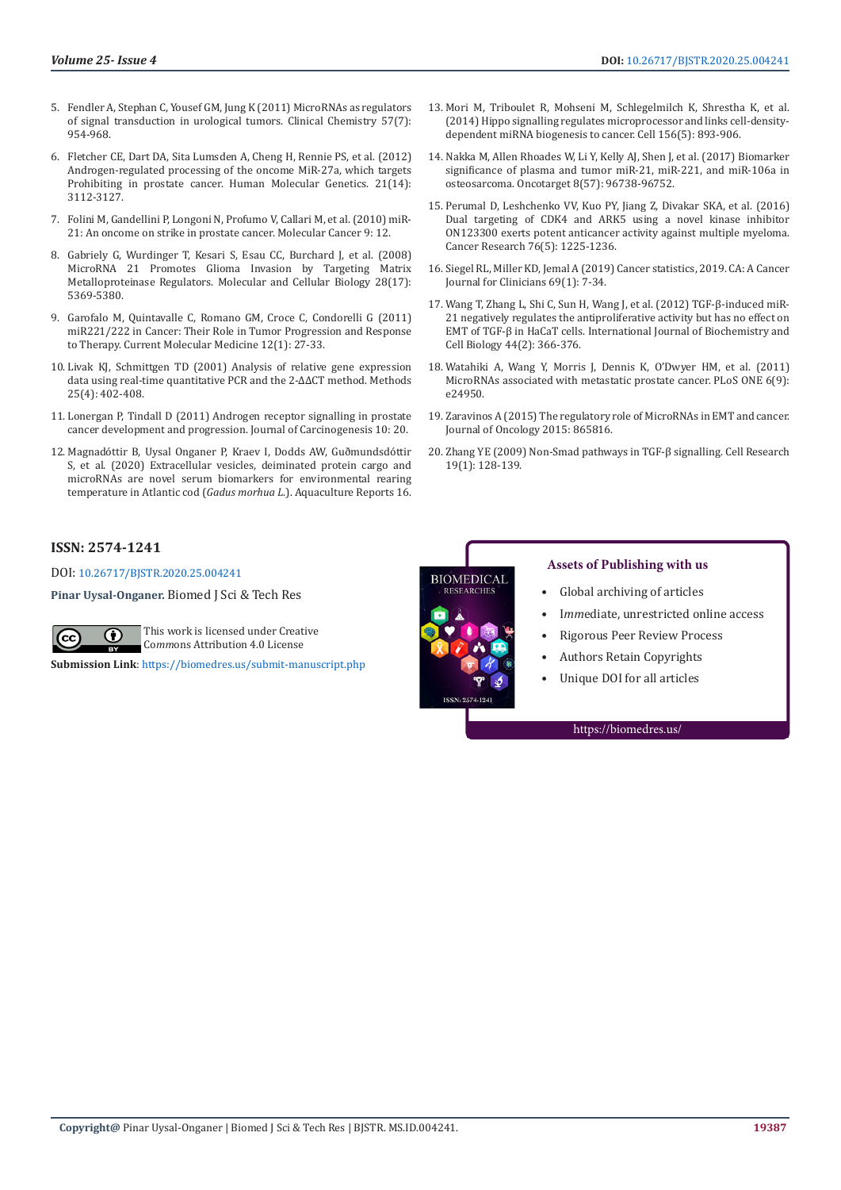5. Fendler A, Stephan C, Yousef GM, Jung K (2011) MicroRNAs as regulators of signal transduction in urological tumors. Clinical Chemistry 57(7): 954-968.
6. Fletcher CE, Dart DA, Sita Lumsden A, Cheng H, Rennie PS, et al. (2012) Androgen-regulated processing of the oncome MiR-27a, which targets Prohibiting in prostate cancer. Human Molecular Genetics. 21(14): 3112-3127.
7. Folini M, Gandellini P, Longoni N, Profumo V, Callari M, et al. (2010) miR-21: An oncome on strike in prostate cancer. Molecular Cancer 9: 12.
8. Gabriely G, Wurdinger T, Kesari S, Esau CC, Burchard J, et al. (2008) MicroRNA 21 Promotes Glioma Invasion by Targeting Matrix Metalloproteinase Regulators. Molecular and Cellular Biology 28(17): 5369-5380.
9. Garofalo M, Quintavalle C, Romano GM, Croce C, Condorelli G (2011) miR221/222 in Cancer: Their Role in Tumor Progression and Response to Therapy. Current Molecular Medicine 12(1): 27-33.
10. Livak KJ, Schmittgen TD (2001) Analysis of relative gene expression data using real-time quantitative PCR and the 2-ΔΔCT method. Methods 25(4): 402-408.
11. Lonergan P, Tindall D (2011) Androgen receptor signalling in prostate cancer development and progression. Journal of Carcinogenesis 10: 20.
12. Magnadóttir B, Uysal Onganer P, Kraev I, Dodds AW, Guðmundsdóttir S, et al. (2020) Extracellular vesicles, deiminated protein cargo and microRNAs are novel serum biomarkers for environmental rearing temperature in Atlantic cod (*Gadus morhua L.*). Aquaculture Reports 16.
13. Mori M, Triboulet R, Mohseni M, Schlegelmilch K, Shrestha K, et al. (2014) Hippo signalling regulates microprocessor and links cell-density-dependent miRNA biogenesis to cancer. Cell 156(5): 893-906.
14. Nakka M, Allen Rhoades W, Li Y, Kelly AJ, Shen J, et al. (2017) Biomarker significance of plasma and tumor miR-21, miR-221, and miR-106a in osteosarcoma. Oncotarget 8(57): 96738-96752.
15. Perumal D, Leshchenko VV, Kuo PY, Jiang Z, Divakar SKA, et al. (2016) Dual targeting of CDK4 and ARK5 using a novel kinase inhibitor ON123300 exerts potent anticancer activity against multiple myeloma. Cancer Research 76(5): 1225-1236.
16. Siegel RL, Miller KD, Jemal A (2019) Cancer statistics, 2019. CA: A Cancer Journal for Clinicians 69(1): 7-34.
17. Wang T, Zhang L, Shi C, Sun H, Wang J, et al. (2012) TGF-β-induced miR-21 negatively regulates the antiproliferative activity but has no effect on EMT of TGF-β in HaCaT cells. International Journal of Biochemistry and Cell Biology 44(2): 366-376.
18. Watahiki A, Wang Y, Morris J, Dennis K, O'Dwyer HM, et al. (2011) MicroRNAs associated with metastatic prostate cancer. PLoS ONE 6(9): e24950.
19. Zaravinos A (2015) The regulatory role of MicroRNAs in EMT and cancer. Journal of Oncology 2015: 865816.
20. Zhang YE (2009) Non-Smad pathways in TGF-β signalling. Cell Research 19(1): 128-139.

**ISSN: 2574-1241**

DOI: 10.26717/BJSTR.2020.25.004241

**Pinar Uysal-Onganer.** Biomed J Sci & Tech Res

This work is licensed under Creative Commons Attribution 4.0 License

**Submission Link**: https://biomedres.us/submit-manuscript.php

**Assets of Publishing with us**

- Global archiving of articles
- Immediate, unrestricted online access
- Rigorous Peer Review Process
- Authors Retain Copyrights
- Unique DOI for all articles

https://biomedres.us/